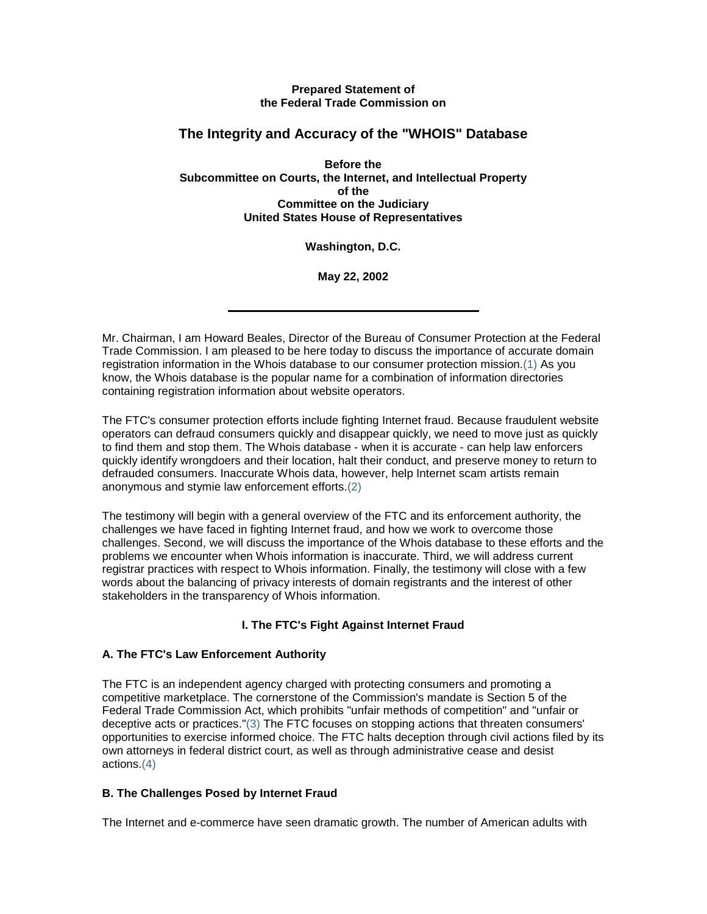**Prepared Statement of**
**the Federal Trade Commission on**

# The Integrity and Accuracy of the "WHOIS" Database

**Before the**
**Subcommittee on Courts, the Internet, and Intellectual Property**
**of the**
**Committee on the Judiciary**
**United States House of Representatives**

**Washington, D.C.**

**May 22, 2002**

---

Mr. Chairman, I am Howard Beales, Director of the Bureau of Consumer Protection at the Federal Trade Commission. I am pleased to be here today to discuss the importance of accurate domain registration information in the Whois database to our consumer protection mission.(1) As you know, the Whois database is the popular name for a combination of information directories containing registration information about website operators.

The FTC's consumer protection efforts include fighting Internet fraud. Because fraudulent website operators can defraud consumers quickly and disappear quickly, we need to move just as quickly to find them and stop them. The Whois database - when it is accurate - can help law enforcers quickly identify wrongdoers and their location, halt their conduct, and preserve money to return to defrauded consumers. Inaccurate Whois data, however, help Internet scam artists remain anonymous and stymie law enforcement efforts.(2)

The testimony will begin with a general overview of the FTC and its enforcement authority, the challenges we have faced in fighting Internet fraud, and how we work to overcome those challenges. Second, we will discuss the importance of the Whois database to these efforts and the problems we encounter when Whois information is inaccurate. Third, we will address current registrar practices with respect to Whois information. Finally, the testimony will close with a few words about the balancing of privacy interests of domain registrants and the interest of other stakeholders in the transparency of Whois information.

## I. The FTC's Fight Against Internet Fraud

### A. The FTC's Law Enforcement Authority

The FTC is an independent agency charged with protecting consumers and promoting a competitive marketplace. The cornerstone of the Commission's mandate is Section 5 of the Federal Trade Commission Act, which prohibits "unfair methods of competition" and "unfair or deceptive acts or practices."(3) The FTC focuses on stopping actions that threaten consumers' opportunities to exercise informed choice. The FTC halts deception through civil actions filed by its own attorneys in federal district court, as well as through administrative cease and desist actions.(4)

### B. The Challenges Posed by Internet Fraud

The Internet and e-commerce have seen dramatic growth. The number of American adults with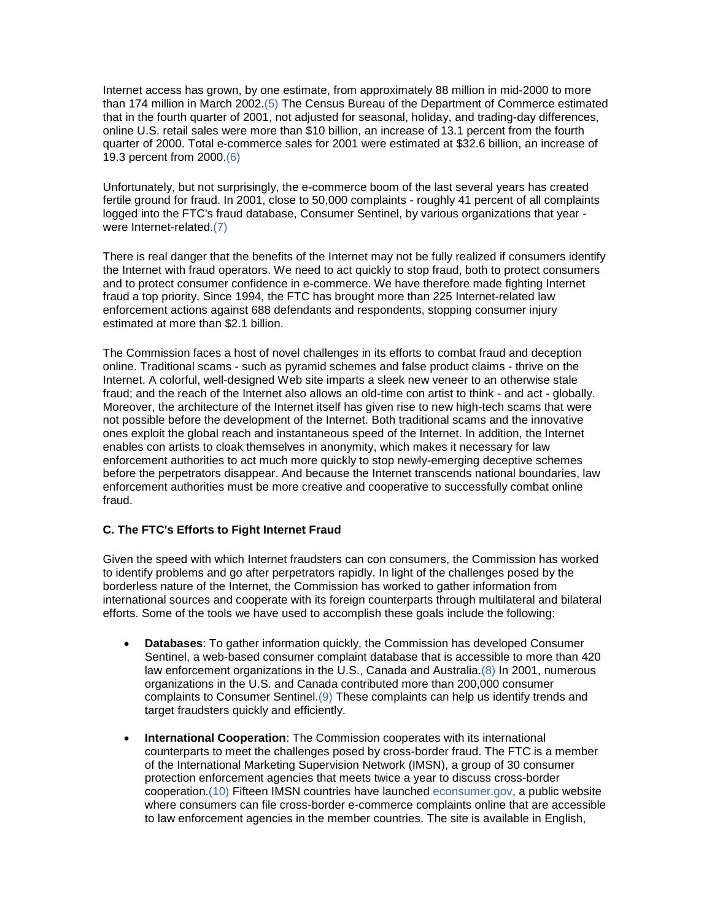Internet access has grown, by one estimate, from approximately 88 million in mid-2000 to more than 174 million in March 2002.(5) The Census Bureau of the Department of Commerce estimated that in the fourth quarter of 2001, not adjusted for seasonal, holiday, and trading-day differences, online U.S. retail sales were more than $10 billion, an increase of 13.1 percent from the fourth quarter of 2000. Total e-commerce sales for 2001 were estimated at $32.6 billion, an increase of 19.3 percent from 2000.(6)

Unfortunately, but not surprisingly, the e-commerce boom of the last several years has created fertile ground for fraud. In 2001, close to 50,000 complaints - roughly 41 percent of all complaints logged into the FTC's fraud database, Consumer Sentinel, by various organizations that year - were Internet-related.(7)

There is real danger that the benefits of the Internet may not be fully realized if consumers identify the Internet with fraud operators. We need to act quickly to stop fraud, both to protect consumers and to protect consumer confidence in e-commerce. We have therefore made fighting Internet fraud a top priority. Since 1994, the FTC has brought more than 225 Internet-related law enforcement actions against 688 defendants and respondents, stopping consumer injury estimated at more than $2.1 billion.

The Commission faces a host of novel challenges in its efforts to combat fraud and deception online. Traditional scams - such as pyramid schemes and false product claims - thrive on the Internet. A colorful, well-designed Web site imparts a sleek new veneer to an otherwise stale fraud; and the reach of the Internet also allows an old-time con artist to think - and act - globally. Moreover, the architecture of the Internet itself has given rise to new high-tech scams that were not possible before the development of the Internet. Both traditional scams and the innovative ones exploit the global reach and instantaneous speed of the Internet. In addition, the Internet enables con artists to cloak themselves in anonymity, which makes it necessary for law enforcement authorities to act much more quickly to stop newly-emerging deceptive schemes before the perpetrators disappear. And because the Internet transcends national boundaries, law enforcement authorities must be more creative and cooperative to successfully combat online fraud.

### C. The FTC's Efforts to Fight Internet Fraud

Given the speed with which Internet fraudsters can con consumers, the Commission has worked to identify problems and go after perpetrators rapidly. In light of the challenges posed by the borderless nature of the Internet, the Commission has worked to gather information from international sources and cooperate with its foreign counterparts through multilateral and bilateral efforts. Some of the tools we have used to accomplish these goals include the following:

- **Databases**: To gather information quickly, the Commission has developed Consumer Sentinel, a web-based consumer complaint database that is accessible to more than 420 law enforcement organizations in the U.S., Canada and Australia.(8) In 2001, numerous organizations in the U.S. and Canada contributed more than 200,000 consumer complaints to Consumer Sentinel.(9) These complaints can help us identify trends and target fraudsters quickly and efficiently.

- **International Cooperation**: The Commission cooperates with its international counterparts to meet the challenges posed by cross-border fraud. The FTC is a member of the International Marketing Supervision Network (IMSN), a group of 30 consumer protection enforcement agencies that meets twice a year to discuss cross-border cooperation.(10) Fifteen IMSN countries have launched econsumer.gov, a public website where consumers can file cross-border e-commerce complaints online that are accessible to law enforcement agencies in the member countries. The site is available in English,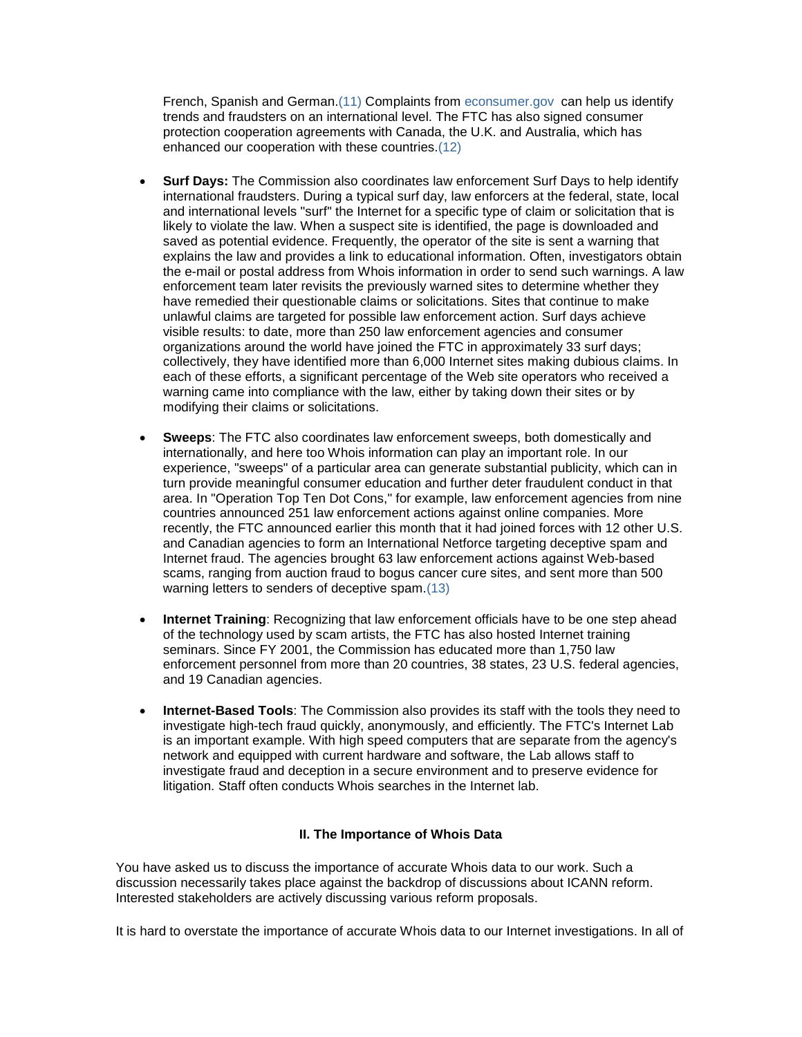French, Spanish and German.(11) Complaints from econsumer.gov can help us identify trends and fraudsters on an international level. The FTC has also signed consumer protection cooperation agreements with Canada, the U.K. and Australia, which has enhanced our cooperation with these countries.(12)

- **Surf Days:** The Commission also coordinates law enforcement Surf Days to help identify international fraudsters. During a typical surf day, law enforcers at the federal, state, local and international levels "surf" the Internet for a specific type of claim or solicitation that is likely to violate the law. When a suspect site is identified, the page is downloaded and saved as potential evidence. Frequently, the operator of the site is sent a warning that explains the law and provides a link to educational information. Often, investigators obtain the e-mail or postal address from Whois information in order to send such warnings. A law enforcement team later revisits the previously warned sites to determine whether they have remedied their questionable claims or solicitations. Sites that continue to make unlawful claims are targeted for possible law enforcement action. Surf days achieve visible results: to date, more than 250 law enforcement agencies and consumer organizations around the world have joined the FTC in approximately 33 surf days; collectively, they have identified more than 6,000 Internet sites making dubious claims. In each of these efforts, a significant percentage of the Web site operators who received a warning came into compliance with the law, either by taking down their sites or by modifying their claims or solicitations.

- **Sweeps**: The FTC also coordinates law enforcement sweeps, both domestically and internationally, and here too Whois information can play an important role. In our experience, "sweeps" of a particular area can generate substantial publicity, which can in turn provide meaningful consumer education and further deter fraudulent conduct in that area. In "Operation Top Ten Dot Cons," for example, law enforcement agencies from nine countries announced 251 law enforcement actions against online companies. More recently, the FTC announced earlier this month that it had joined forces with 12 other U.S. and Canadian agencies to form an International Netforce targeting deceptive spam and Internet fraud. The agencies brought 63 law enforcement actions against Web-based scams, ranging from auction fraud to bogus cancer cure sites, and sent more than 500 warning letters to senders of deceptive spam.(13)

- **Internet Training**: Recognizing that law enforcement officials have to be one step ahead of the technology used by scam artists, the FTC has also hosted Internet training seminars. Since FY 2001, the Commission has educated more than 1,750 law enforcement personnel from more than 20 countries, 38 states, 23 U.S. federal agencies, and 19 Canadian agencies.

- **Internet-Based Tools**: The Commission also provides its staff with the tools they need to investigate high-tech fraud quickly, anonymously, and efficiently. The FTC's Internet Lab is an important example. With high speed computers that are separate from the agency's network and equipped with current hardware and software, the Lab allows staff to investigate fraud and deception in a secure environment and to preserve evidence for litigation. Staff often conducts Whois searches in the Internet lab.

## II. The Importance of Whois Data

You have asked us to discuss the importance of accurate Whois data to our work. Such a discussion necessarily takes place against the backdrop of discussions about ICANN reform. Interested stakeholders are actively discussing various reform proposals.

It is hard to overstate the importance of accurate Whois data to our Internet investigations. In all of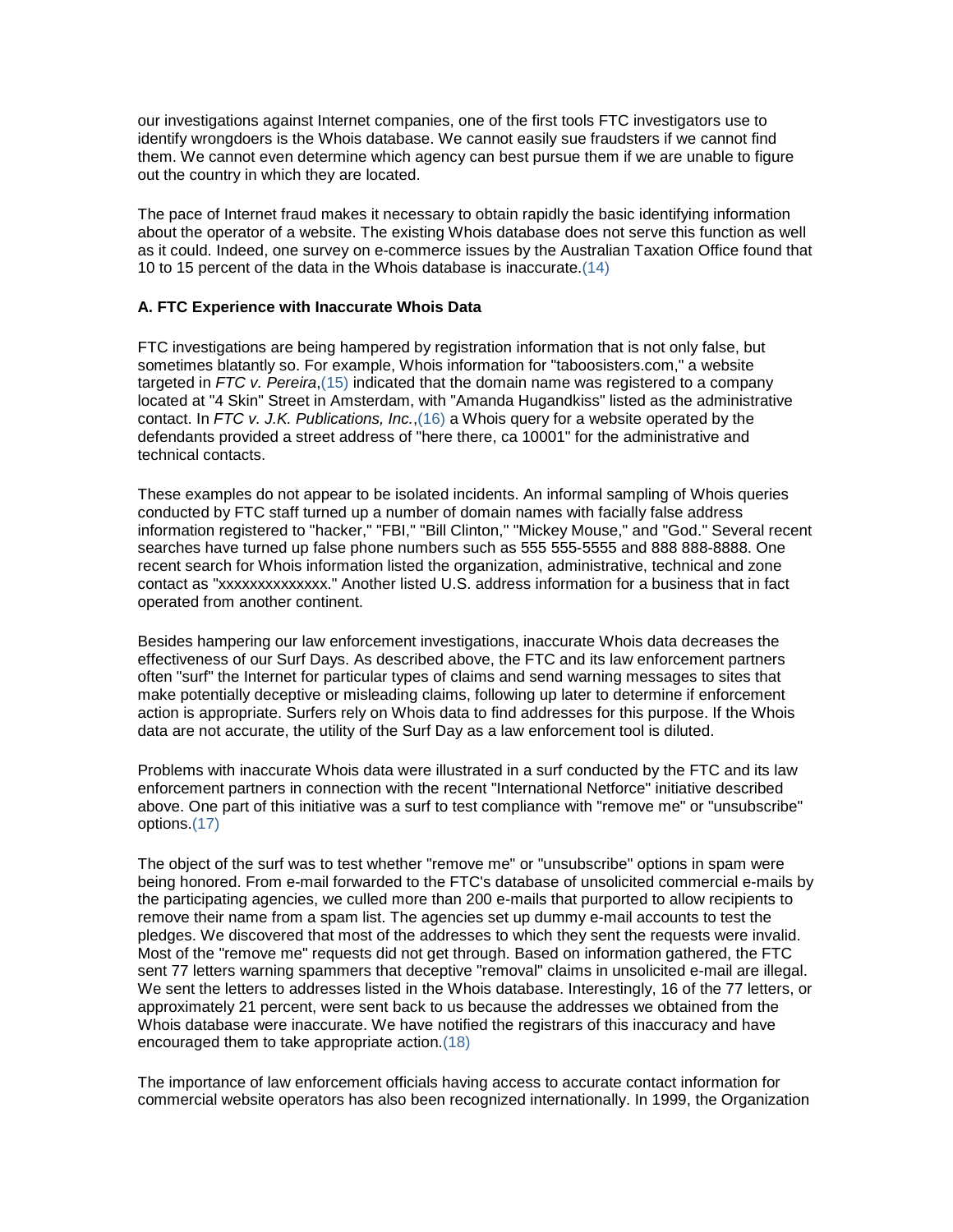our investigations against Internet companies, one of the first tools FTC investigators use to identify wrongdoers is the Whois database. We cannot easily sue fraudsters if we cannot find them. We cannot even determine which agency can best pursue them if we are unable to figure out the country in which they are located.

The pace of Internet fraud makes it necessary to obtain rapidly the basic identifying information about the operator of a website. The existing Whois database does not serve this function as well as it could. Indeed, one survey on e-commerce issues by the Australian Taxation Office found that 10 to 15 percent of the data in the Whois database is inaccurate.(14)

### A. FTC Experience with Inaccurate Whois Data

FTC investigations are being hampered by registration information that is not only false, but sometimes blatantly so. For example, Whois information for "taboosisters.com," a website targeted in *FTC v. Pereira*,(15) indicated that the domain name was registered to a company located at "4 Skin" Street in Amsterdam, with "Amanda Hugandkiss" listed as the administrative contact. In *FTC v. J.K. Publications, Inc.*,(16) a Whois query for a website operated by the defendants provided a street address of "here there, ca 10001" for the administrative and technical contacts.

These examples do not appear to be isolated incidents. An informal sampling of Whois queries conducted by FTC staff turned up a number of domain names with facially false address information registered to "hacker," "FBI," "Bill Clinton," "Mickey Mouse," and "God." Several recent searches have turned up false phone numbers such as 555 555-5555 and 888 888-8888. One recent search for Whois information listed the organization, administrative, technical and zone contact as "xxxxxxxxxxxxxx." Another listed U.S. address information for a business that in fact operated from another continent.

Besides hampering our law enforcement investigations, inaccurate Whois data decreases the effectiveness of our Surf Days. As described above, the FTC and its law enforcement partners often "surf" the Internet for particular types of claims and send warning messages to sites that make potentially deceptive or misleading claims, following up later to determine if enforcement action is appropriate. Surfers rely on Whois data to find addresses for this purpose. If the Whois data are not accurate, the utility of the Surf Day as a law enforcement tool is diluted.

Problems with inaccurate Whois data were illustrated in a surf conducted by the FTC and its law enforcement partners in connection with the recent "International Netforce" initiative described above. One part of this initiative was a surf to test compliance with "remove me" or "unsubscribe" options.(17)

The object of the surf was to test whether "remove me" or "unsubscribe" options in spam were being honored. From e-mail forwarded to the FTC's database of unsolicited commercial e-mails by the participating agencies, we culled more than 200 e-mails that purported to allow recipients to remove their name from a spam list. The agencies set up dummy e-mail accounts to test the pledges. We discovered that most of the addresses to which they sent the requests were invalid. Most of the "remove me" requests did not get through. Based on information gathered, the FTC sent 77 letters warning spammers that deceptive "removal" claims in unsolicited e-mail are illegal. We sent the letters to addresses listed in the Whois database. Interestingly, 16 of the 77 letters, or approximately 21 percent, were sent back to us because the addresses we obtained from the Whois database were inaccurate. We have notified the registrars of this inaccuracy and have encouraged them to take appropriate action.(18)

The importance of law enforcement officials having access to accurate contact information for commercial website operators has also been recognized internationally. In 1999, the Organization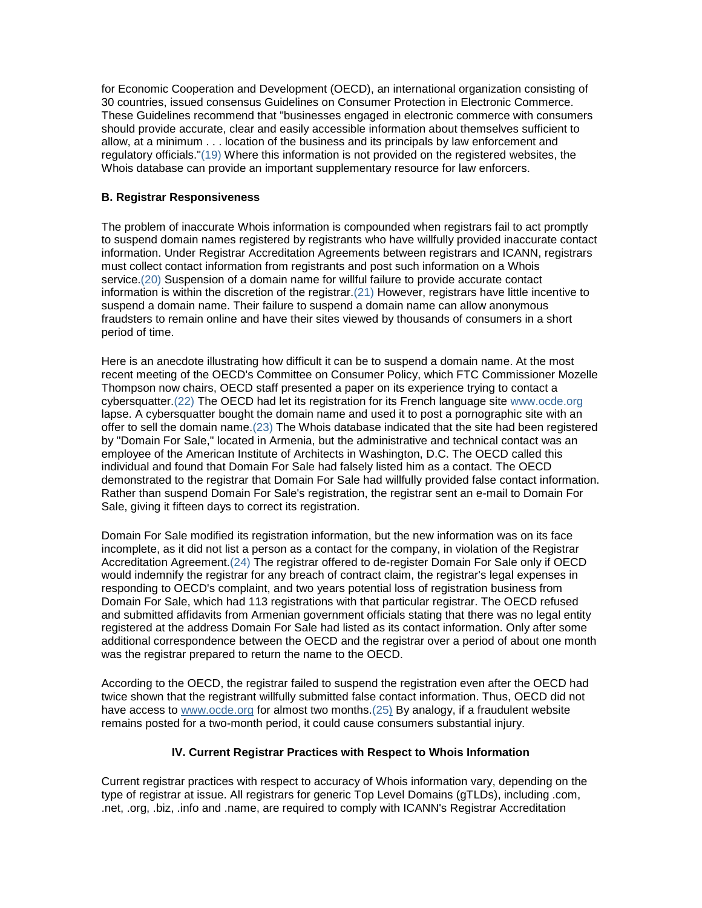for Economic Cooperation and Development (OECD), an international organization consisting of 30 countries, issued consensus Guidelines on Consumer Protection in Electronic Commerce. These Guidelines recommend that "businesses engaged in electronic commerce with consumers should provide accurate, clear and easily accessible information about themselves sufficient to allow, at a minimum . . . location of the business and its principals by law enforcement and regulatory officials."(19) Where this information is not provided on the registered websites, the Whois database can provide an important supplementary resource for law enforcers.

**B. Registrar Responsiveness**

The problem of inaccurate Whois information is compounded when registrars fail to act promptly to suspend domain names registered by registrants who have willfully provided inaccurate contact information. Under Registrar Accreditation Agreements between registrars and ICANN, registrars must collect contact information from registrants and post such information on a Whois service.(20) Suspension of a domain name for willful failure to provide accurate contact information is within the discretion of the registrar.(21) However, registrars have little incentive to suspend a domain name. Their failure to suspend a domain name can allow anonymous fraudsters to remain online and have their sites viewed by thousands of consumers in a short period of time.

Here is an anecdote illustrating how difficult it can be to suspend a domain name. At the most recent meeting of the OECD's Committee on Consumer Policy, which FTC Commissioner Mozelle Thompson now chairs, OECD staff presented a paper on its experience trying to contact a cybersquatter.(22) The OECD had let its registration for its French language site www.ocde.org lapse. A cybersquatter bought the domain name and used it to post a pornographic site with an offer to sell the domain name.(23) The Whois database indicated that the site had been registered by "Domain For Sale," located in Armenia, but the administrative and technical contact was an employee of the American Institute of Architects in Washington, D.C. The OECD called this individual and found that Domain For Sale had falsely listed him as a contact. The OECD demonstrated to the registrar that Domain For Sale had willfully provided false contact information. Rather than suspend Domain For Sale's registration, the registrar sent an e-mail to Domain For Sale, giving it fifteen days to correct its registration.

Domain For Sale modified its registration information, but the new information was on its face incomplete, as it did not list a person as a contact for the company, in violation of the Registrar Accreditation Agreement.(24) The registrar offered to de-register Domain For Sale only if OECD would indemnify the registrar for any breach of contract claim, the registrar's legal expenses in responding to OECD's complaint, and two years potential loss of registration business from Domain For Sale, which had 113 registrations with that particular registrar. The OECD refused and submitted affidavits from Armenian government officials stating that there was no legal entity registered at the address Domain For Sale had listed as its contact information. Only after some additional correspondence between the OECD and the registrar over a period of about one month was the registrar prepared to return the name to the OECD.

According to the OECD, the registrar failed to suspend the registration even after the OECD had twice shown that the registrant willfully submitted false contact information. Thus, OECD did not have access to www.ocde.org for almost two months.(25) By analogy, if a fraudulent website remains posted for a two-month period, it could cause consumers substantial injury.

### IV. Current Registrar Practices with Respect to Whois Information

Current registrar practices with respect to accuracy of Whois information vary, depending on the type of registrar at issue. All registrars for generic Top Level Domains (gTLDs), including .com, .net, .org, .biz, .info and .name, are required to comply with ICANN's Registrar Accreditation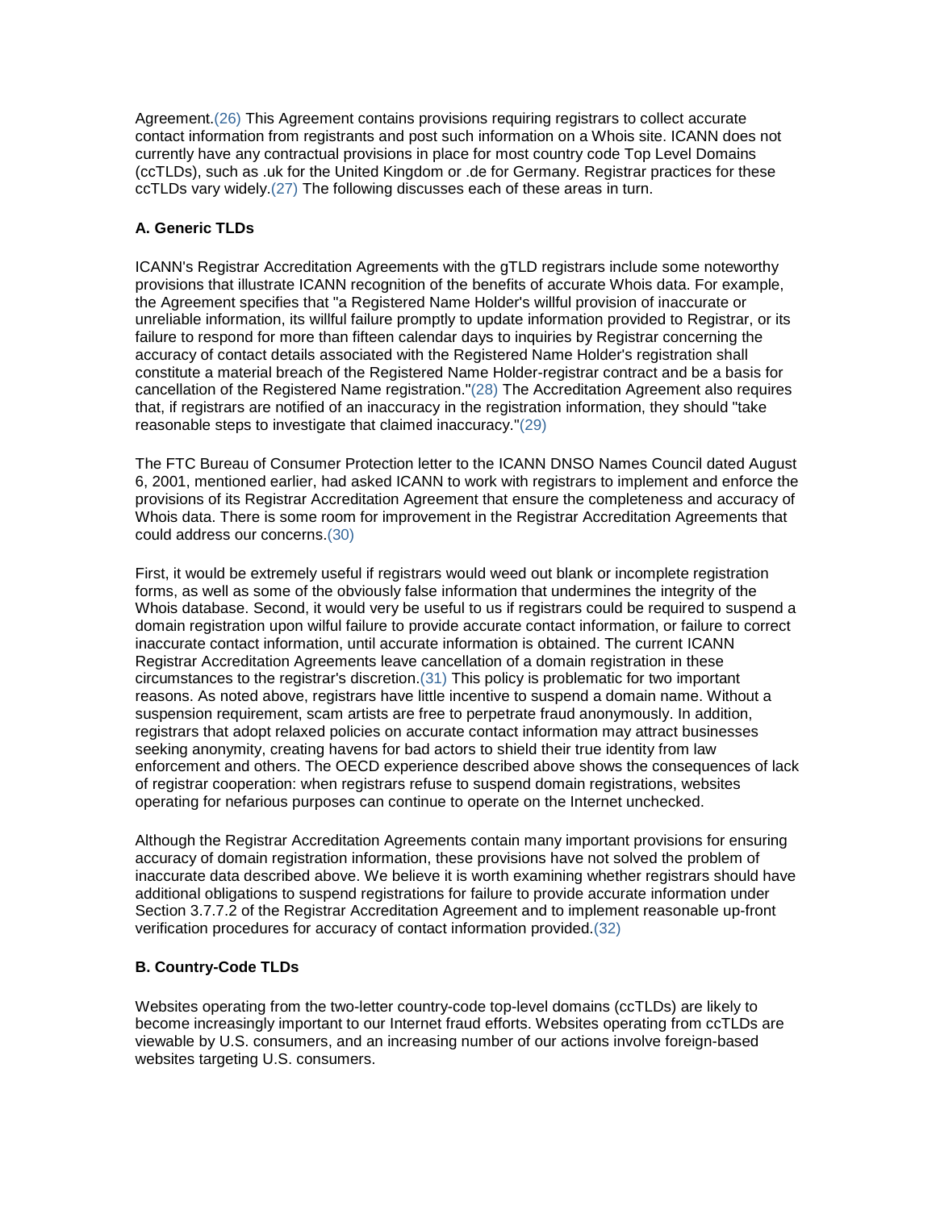Agreement.(26) This Agreement contains provisions requiring registrars to collect accurate contact information from registrants and post such information on a Whois site. ICANN does not currently have any contractual provisions in place for most country code Top Level Domains (ccTLDs), such as .uk for the United Kingdom or .de for Germany. Registrar practices for these ccTLDs vary widely.(27) The following discusses each of these areas in turn.

### A. Generic TLDs

ICANN's Registrar Accreditation Agreements with the gTLD registrars include some noteworthy provisions that illustrate ICANN recognition of the benefits of accurate Whois data. For example, the Agreement specifies that "a Registered Name Holder's willful provision of inaccurate or unreliable information, its willful failure promptly to update information provided to Registrar, or its failure to respond for more than fifteen calendar days to inquiries by Registrar concerning the accuracy of contact details associated with the Registered Name Holder's registration shall constitute a material breach of the Registered Name Holder-registrar contract and be a basis for cancellation of the Registered Name registration."(28) The Accreditation Agreement also requires that, if registrars are notified of an inaccuracy in the registration information, they should "take reasonable steps to investigate that claimed inaccuracy."(29)

The FTC Bureau of Consumer Protection letter to the ICANN DNSO Names Council dated August 6, 2001, mentioned earlier, had asked ICANN to work with registrars to implement and enforce the provisions of its Registrar Accreditation Agreement that ensure the completeness and accuracy of Whois data. There is some room for improvement in the Registrar Accreditation Agreements that could address our concerns.(30)

First, it would be extremely useful if registrars would weed out blank or incomplete registration forms, as well as some of the obviously false information that undermines the integrity of the Whois database. Second, it would very be useful to us if registrars could be required to suspend a domain registration upon wilful failure to provide accurate contact information, or failure to correct inaccurate contact information, until accurate information is obtained. The current ICANN Registrar Accreditation Agreements leave cancellation of a domain registration in these circumstances to the registrar's discretion.(31) This policy is problematic for two important reasons. As noted above, registrars have little incentive to suspend a domain name. Without a suspension requirement, scam artists are free to perpetrate fraud anonymously. In addition, registrars that adopt relaxed policies on accurate contact information may attract businesses seeking anonymity, creating havens for bad actors to shield their true identity from law enforcement and others. The OECD experience described above shows the consequences of lack of registrar cooperation: when registrars refuse to suspend domain registrations, websites operating for nefarious purposes can continue to operate on the Internet unchecked.

Although the Registrar Accreditation Agreements contain many important provisions for ensuring accuracy of domain registration information, these provisions have not solved the problem of inaccurate data described above. We believe it is worth examining whether registrars should have additional obligations to suspend registrations for failure to provide accurate information under Section 3.7.7.2 of the Registrar Accreditation Agreement and to implement reasonable up-front verification procedures for accuracy of contact information provided.(32)

### B. Country-Code TLDs

Websites operating from the two-letter country-code top-level domains (ccTLDs) are likely to become increasingly important to our Internet fraud efforts. Websites operating from ccTLDs are viewable by U.S. consumers, and an increasing number of our actions involve foreign-based websites targeting U.S. consumers.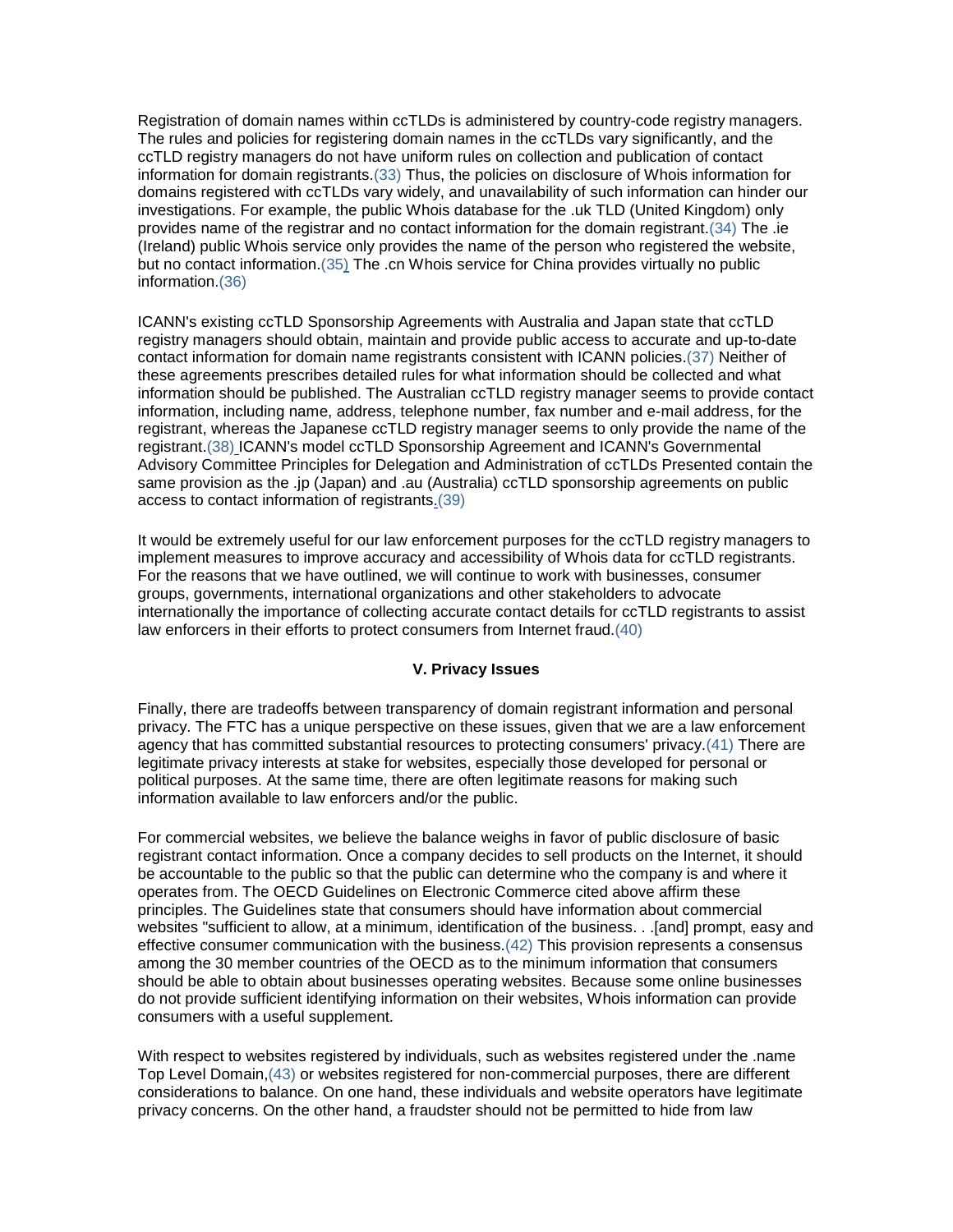Registration of domain names within ccTLDs is administered by country-code registry managers. The rules and policies for registering domain names in the ccTLDs vary significantly, and the ccTLD registry managers do not have uniform rules on collection and publication of contact information for domain registrants.(33) Thus, the policies on disclosure of Whois information for domains registered with ccTLDs vary widely, and unavailability of such information can hinder our investigations. For example, the public Whois database for the .uk TLD (United Kingdom) only provides name of the registrar and no contact information for the domain registrant.(34) The .ie (Ireland) public Whois service only provides the name of the person who registered the website, but no contact information.(35) The .cn Whois service for China provides virtually no public information.(36)

ICANN's existing ccTLD Sponsorship Agreements with Australia and Japan state that ccTLD registry managers should obtain, maintain and provide public access to accurate and up-to-date contact information for domain name registrants consistent with ICANN policies.(37) Neither of these agreements prescribes detailed rules for what information should be collected and what information should be published. The Australian ccTLD registry manager seems to provide contact information, including name, address, telephone number, fax number and e-mail address, for the registrant, whereas the Japanese ccTLD registry manager seems to only provide the name of the registrant.(38) ICANN's model ccTLD Sponsorship Agreement and ICANN's Governmental Advisory Committee Principles for Delegation and Administration of ccTLDs Presented contain the same provision as the .jp (Japan) and .au (Australia) ccTLD sponsorship agreements on public access to contact information of registrants.(39)

It would be extremely useful for our law enforcement purposes for the ccTLD registry managers to implement measures to improve accuracy and accessibility of Whois data for ccTLD registrants. For the reasons that we have outlined, we will continue to work with businesses, consumer groups, governments, international organizations and other stakeholders to advocate internationally the importance of collecting accurate contact details for ccTLD registrants to assist law enforcers in their efforts to protect consumers from Internet fraud.(40)

## V. Privacy Issues

Finally, there are tradeoffs between transparency of domain registrant information and personal privacy. The FTC has a unique perspective on these issues, given that we are a law enforcement agency that has committed substantial resources to protecting consumers' privacy.(41) There are legitimate privacy interests at stake for websites, especially those developed for personal or political purposes. At the same time, there are often legitimate reasons for making such information available to law enforcers and/or the public.

For commercial websites, we believe the balance weighs in favor of public disclosure of basic registrant contact information. Once a company decides to sell products on the Internet, it should be accountable to the public so that the public can determine who the company is and where it operates from. The OECD Guidelines on Electronic Commerce cited above affirm these principles. The Guidelines state that consumers should have information about commercial websites "sufficient to allow, at a minimum, identification of the business. . .[and] prompt, easy and effective consumer communication with the business.(42) This provision represents a consensus among the 30 member countries of the OECD as to the minimum information that consumers should be able to obtain about businesses operating websites. Because some online businesses do not provide sufficient identifying information on their websites, Whois information can provide consumers with a useful supplement.

With respect to websites registered by individuals, such as websites registered under the .name Top Level Domain,(43) or websites registered for non-commercial purposes, there are different considerations to balance. On one hand, these individuals and website operators have legitimate privacy concerns. On the other hand, a fraudster should not be permitted to hide from law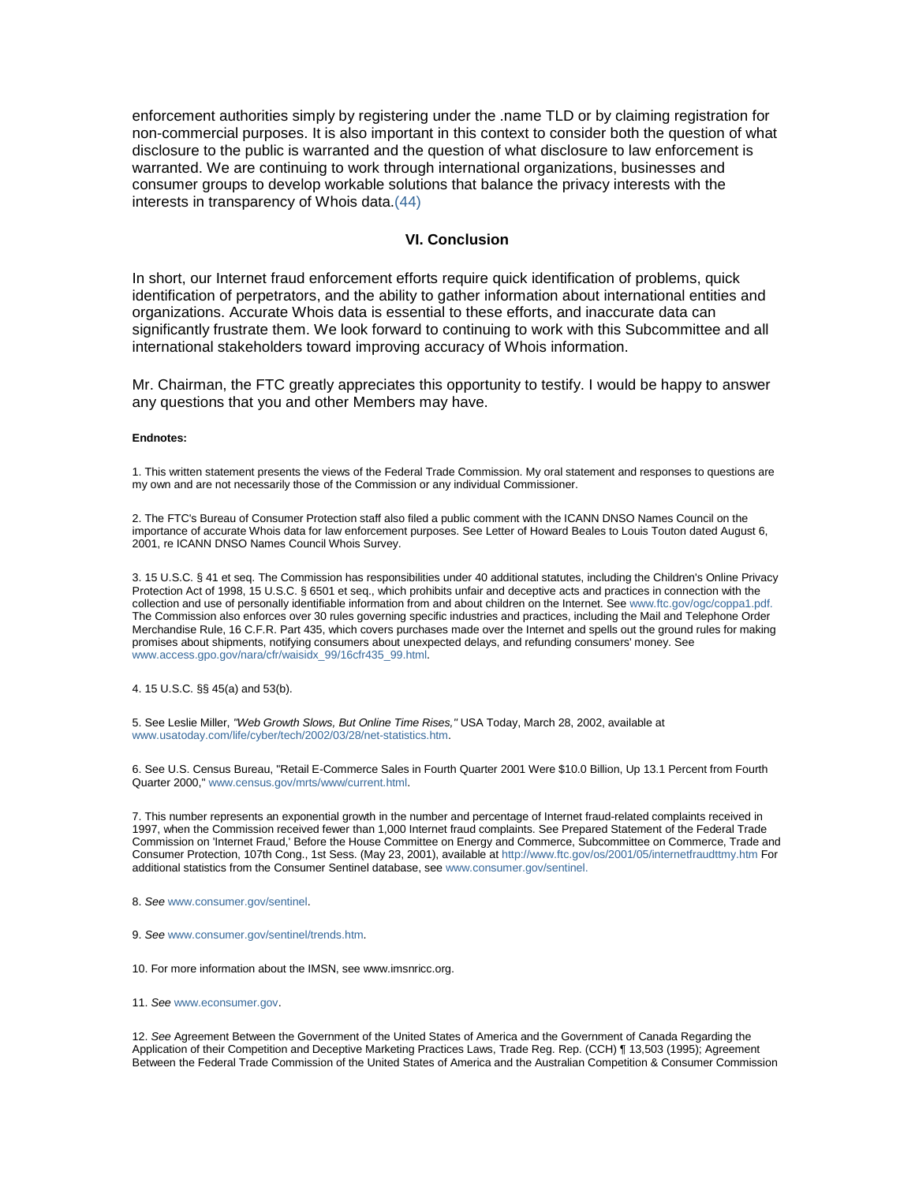enforcement authorities simply by registering under the .name TLD or by claiming registration for non-commercial purposes. It is also important in this context to consider both the question of what disclosure to the public is warranted and the question of what disclosure to law enforcement is warranted. We are continuing to work through international organizations, businesses and consumer groups to develop workable solutions that balance the privacy interests with the interests in transparency of Whois data.(44)

### VI. Conclusion

In short, our Internet fraud enforcement efforts require quick identification of problems, quick identification of perpetrators, and the ability to gather information about international entities and organizations. Accurate Whois data is essential to these efforts, and inaccurate data can significantly frustrate them. We look forward to continuing to work with this Subcommittee and all international stakeholders toward improving accuracy of Whois information.

Mr. Chairman, the FTC greatly appreciates this opportunity to testify. I would be happy to answer any questions that you and other Members may have.

**Endnotes:**

1. This written statement presents the views of the Federal Trade Commission. My oral statement and responses to questions are my own and are not necessarily those of the Commission or any individual Commissioner.

2. The FTC's Bureau of Consumer Protection staff also filed a public comment with the ICANN DNSO Names Council on the importance of accurate Whois data for law enforcement purposes. See Letter of Howard Beales to Louis Touton dated August 6, 2001, re ICANN DNSO Names Council Whois Survey.

3. 15 U.S.C. § 41 et seq. The Commission has responsibilities under 40 additional statutes, including the Children's Online Privacy Protection Act of 1998, 15 U.S.C. § 6501 et seq., which prohibits unfair and deceptive acts and practices in connection with the collection and use of personally identifiable information from and about children on the Internet. See www.ftc.gov/ogc/coppa1.pdf. The Commission also enforces over 30 rules governing specific industries and practices, including the Mail and Telephone Order Merchandise Rule, 16 C.F.R. Part 435, which covers purchases made over the Internet and spells out the ground rules for making promises about shipments, notifying consumers about unexpected delays, and refunding consumers' money. See www.access.gpo.gov/nara/cfr/waisidx_99/16cfr435_99.html.

4. 15 U.S.C. §§ 45(a) and 53(b).

5. See Leslie Miller, *"Web Growth Slows, But Online Time Rises,"* USA Today, March 28, 2002, available at www.usatoday.com/life/cyber/tech/2002/03/28/net-statistics.htm.

6. See U.S. Census Bureau, "Retail E-Commerce Sales in Fourth Quarter 2001 Were $10.0 Billion, Up 13.1 Percent from Fourth Quarter 2000," www.census.gov/mrts/www/current.html.

7. This number represents an exponential growth in the number and percentage of Internet fraud-related complaints received in 1997, when the Commission received fewer than 1,000 Internet fraud complaints. See Prepared Statement of the Federal Trade Commission on 'Internet Fraud,' Before the House Committee on Energy and Commerce, Subcommittee on Commerce, Trade and Consumer Protection, 107th Cong., 1st Sess. (May 23, 2001), available at http://www.ftc.gov/os/2001/05/internetfraudttmy.htm For additional statistics from the Consumer Sentinel database, see www.consumer.gov/sentinel.

8. *See* www.consumer.gov/sentinel.

9. *See* www.consumer.gov/sentinel/trends.htm.

10. For more information about the IMSN, see www.imsnricc.org.

11. *See* www.econsumer.gov.

12. *See* Agreement Between the Government of the United States of America and the Government of Canada Regarding the Application of their Competition and Deceptive Marketing Practices Laws, Trade Reg. Rep. (CCH) ¶ 13,503 (1995); Agreement Between the Federal Trade Commission of the United States of America and the Australian Competition & Consumer Commission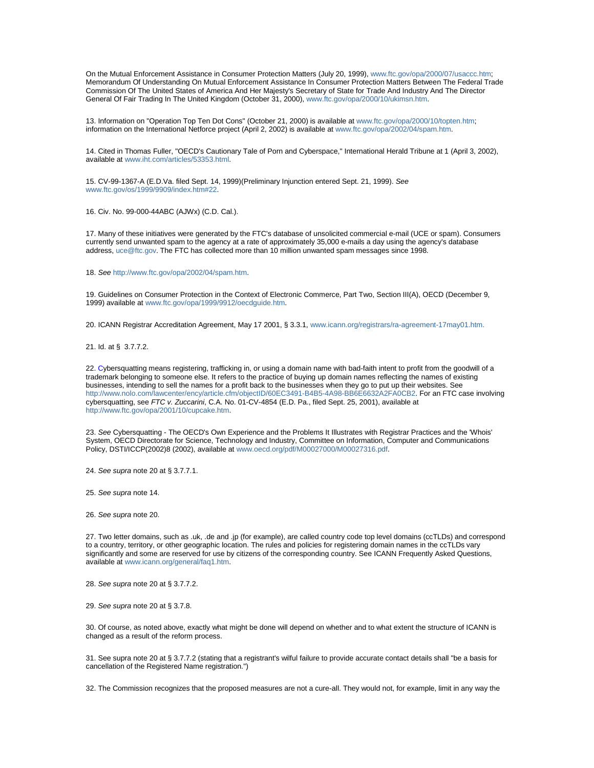On the Mutual Enforcement Assistance in Consumer Protection Matters (July 20, 1999), www.ftc.gov/opa/2000/07/usaccc.htm; Memorandum Of Understanding On Mutual Enforcement Assistance In Consumer Protection Matters Between The Federal Trade Commission Of The United States of America And Her Majesty's Secretary of State for Trade And Industry And The Director General Of Fair Trading In The United Kingdom (October 31, 2000), www.ftc.gov/opa/2000/10/ukimsn.htm.

13. Information on "Operation Top Ten Dot Cons" (October 21, 2000) is available at www.ftc.gov/opa/2000/10/topten.htm; information on the International Netforce project (April 2, 2002) is available at www.ftc.gov/opa/2002/04/spam.htm.

14. Cited in Thomas Fuller, "OECD's Cautionary Tale of Porn and Cyberspace," International Herald Tribune at 1 (April 3, 2002), available at www.iht.com/articles/53353.html.

15. CV-99-1367-A (E.D.Va. filed Sept. 14, 1999)(Preliminary Injunction entered Sept. 21, 1999). *See* www.ftc.gov/os/1999/9909/index.htm#22.

16. Civ. No. 99-000-44ABC (AJWx) (C.D. Cal.).

17. Many of these initiatives were generated by the FTC's database of unsolicited commercial e-mail (UCE or spam). Consumers currently send unwanted spam to the agency at a rate of approximately 35,000 e-mails a day using the agency's database address, uce@ftc.gov. The FTC has collected more than 10 million unwanted spam messages since 1998.

18. *See* http://www.ftc.gov/opa/2002/04/spam.htm.

19. Guidelines on Consumer Protection in the Context of Electronic Commerce, Part Two, Section III(A), OECD (December 9, 1999) available at www.ftc.gov/opa/1999/9912/oecdguide.htm.

20. ICANN Registrar Accreditation Agreement, May 17 2001, § 3.3.1, www.icann.org/registrars/ra-agreement-17may01.htm.

21. Id. at § 3.7.7.2.

22. Cybersquatting means registering, trafficking in, or using a domain name with bad-faith intent to profit from the goodwill of a trademark belonging to someone else. It refers to the practice of buying up domain names reflecting the names of existing businesses, intending to sell the names for a profit back to the businesses when they go to put up their websites. See http://www.nolo.com/lawcenter/ency/article.cfm/objectID/60EC3491-B4B5-4A98-BB6E6632A2FA0CB2. For an FTC case involving cybersquatting, see *FTC v. Zuccarini*, C.A. No. 01-CV-4854 (E.D. Pa., filed Sept. 25, 2001), available at http://www.ftc.gov/opa/2001/10/cupcake.htm.

23. *See* Cybersquatting - The OECD's Own Experience and the Problems It Illustrates with Registrar Practices and the 'Whois' System, OECD Directorate for Science, Technology and Industry, Committee on Information, Computer and Communications Policy, DSTI/ICCP(2002)8 (2002), available at www.oecd.org/pdf/M00027000/M00027316.pdf.

24. *See supra* note 20 at § 3.7.7.1.

25. *See supra* note 14.

26. *See supra* note 20.

27. Two letter domains, such as .uk, .de and .jp (for example), are called country code top level domains (ccTLDs) and correspond to a country, territory, or other geographic location. The rules and policies for registering domain names in the ccTLDs vary significantly and some are reserved for use by citizens of the corresponding country. See ICANN Frequently Asked Questions, available at www.icann.org/general/faq1.htm.

28. *See supra* note 20 at § 3.7.7.2.

29. *See supra* note 20 at § 3.7.8.

30. Of course, as noted above, exactly what might be done will depend on whether and to what extent the structure of ICANN is changed as a result of the reform process.

31. See supra note 20 at § 3.7.7.2 (stating that a registrant's wilful failure to provide accurate contact details shall "be a basis for cancellation of the Registered Name registration.")

32. The Commission recognizes that the proposed measures are not a cure-all. They would not, for example, limit in any way the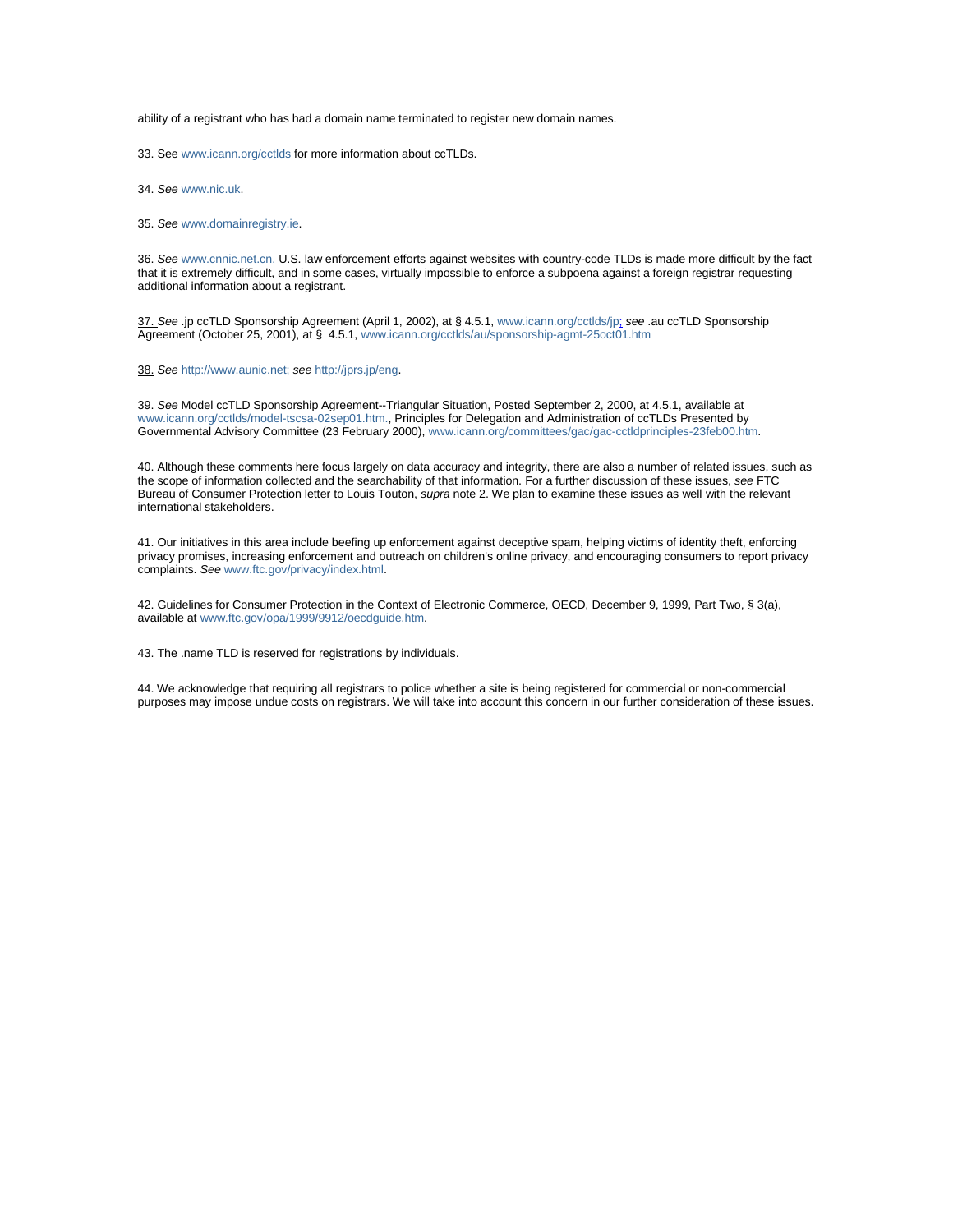ability of a registrant who has had a domain name terminated to register new domain names.

33. See www.icann.org/cctlds for more information about ccTLDs.

34. *See* www.nic.uk.

35. *See* www.domainregistry.ie.

36. *See* www.cnnic.net.cn. U.S. law enforcement efforts against websites with country-code TLDs is made more difficult by the fact that it is extremely difficult, and in some cases, virtually impossible to enforce a subpoena against a foreign registrar requesting additional information about a registrant.

37. *See* .jp ccTLD Sponsorship Agreement (April 1, 2002), at § 4.5.1, www.icann.org/cctlds/jp; *see* .au ccTLD Sponsorship Agreement (October 25, 2001), at § 4.5.1, www.icann.org/cctlds/au/sponsorship-agmt-25oct01.htm

38. *See* http://www.aunic.net; *see* http://jprs.jp/eng.

39. *See* Model ccTLD Sponsorship Agreement--Triangular Situation, Posted September 2, 2000, at 4.5.1, available at www.icann.org/cctlds/model-tscsa-02sep01.htm., Principles for Delegation and Administration of ccTLDs Presented by Governmental Advisory Committee (23 February 2000), www.icann.org/committees/gac/gac-cctldprinciples-23feb00.htm.

40. Although these comments here focus largely on data accuracy and integrity, there are also a number of related issues, such as the scope of information collected and the searchability of that information. For a further discussion of these issues, *see* FTC Bureau of Consumer Protection letter to Louis Touton, *supra* note 2. We plan to examine these issues as well with the relevant international stakeholders.

41. Our initiatives in this area include beefing up enforcement against deceptive spam, helping victims of identity theft, enforcing privacy promises, increasing enforcement and outreach on children's online privacy, and encouraging consumers to report privacy complaints. *See* www.ftc.gov/privacy/index.html.

42. Guidelines for Consumer Protection in the Context of Electronic Commerce, OECD, December 9, 1999, Part Two, § 3(a), available at www.ftc.gov/opa/1999/9912/oecdguide.htm.

43. The .name TLD is reserved for registrations by individuals.

44. We acknowledge that requiring all registrars to police whether a site is being registered for commercial or non-commercial purposes may impose undue costs on registrars. We will take into account this concern in our further consideration of these issues.